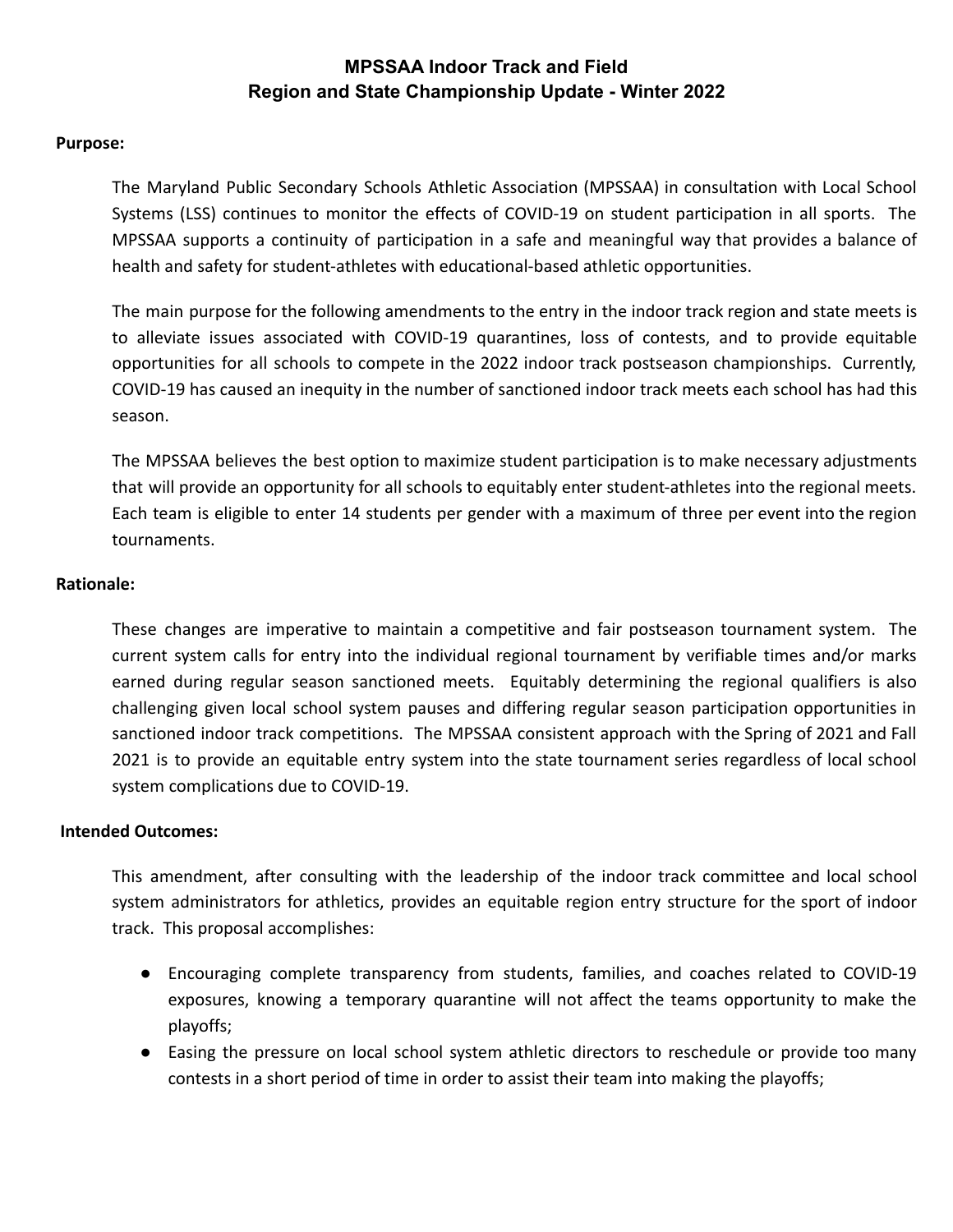# MPSSAA Indoor Track and Field
# Region and State Championship Update - Winter 2022

**Purpose:**

The Maryland Public Secondary Schools Athletic Association (MPSSAA) in consultation with Local School Systems (LSS) continues to monitor the effects of COVID-19 on student participation in all sports. The MPSSAA supports a continuity of participation in a safe and meaningful way that provides a balance of health and safety for student-athletes with educational-based athletic opportunities.

The main purpose for the following amendments to the entry in the indoor track region and state meets is to alleviate issues associated with COVID-19 quarantines, loss of contests, and to provide equitable opportunities for all schools to compete in the 2022 indoor track postseason championships. Currently, COVID-19 has caused an inequity in the number of sanctioned indoor track meets each school has had this season.

The MPSSAA believes the best option to maximize student participation is to make necessary adjustments that will provide an opportunity for all schools to equitably enter student-athletes into the regional meets. Each team is eligible to enter 14 students per gender with a maximum of three per event into the region tournaments.

**Rationale:**

These changes are imperative to maintain a competitive and fair postseason tournament system. The current system calls for entry into the individual regional tournament by verifiable times and/or marks earned during regular season sanctioned meets. Equitably determining the regional qualifiers is also challenging given local school system pauses and differing regular season participation opportunities in sanctioned indoor track competitions. The MPSSAA consistent approach with the Spring of 2021 and Fall 2021 is to provide an equitable entry system into the state tournament series regardless of local school system complications due to COVID-19.

**Intended Outcomes:**

This amendment, after consulting with the leadership of the indoor track committee and local school system administrators for athletics, provides an equitable region entry structure for the sport of indoor track. This proposal accomplishes:

- Encouraging complete transparency from students, families, and coaches related to COVID-19 exposures, knowing a temporary quarantine will not affect the teams opportunity to make the playoffs;
- Easing the pressure on local school system athletic directors to reschedule or provide too many contests in a short period of time in order to assist their team into making the playoffs;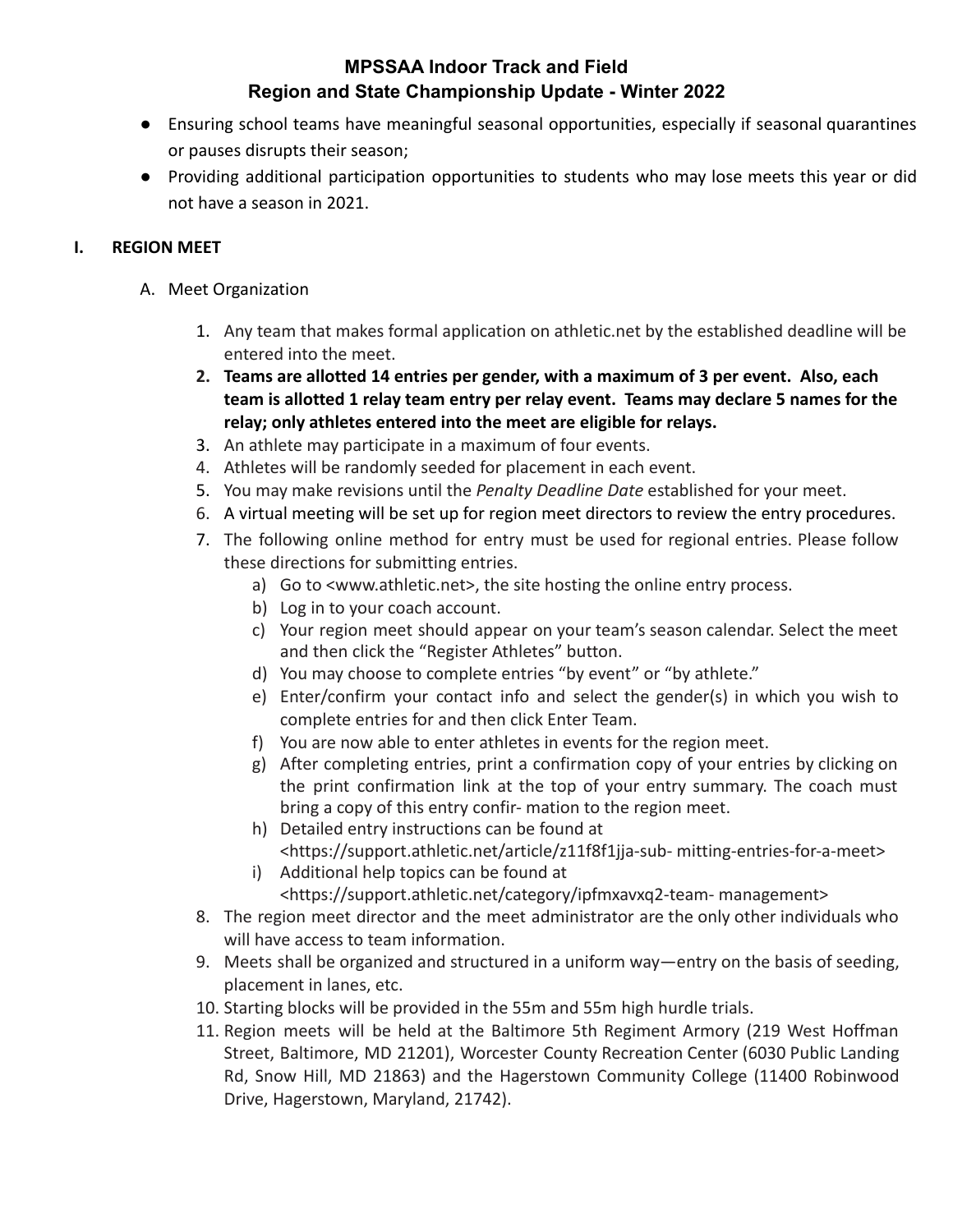# MPSSAA Indoor Track and Field
## Region and State Championship Update - Winter 2022

- Ensuring school teams have meaningful seasonal opportunities, especially if seasonal quarantines or pauses disrupts their season;
- Providing additional participation opportunities to students who may lose meets this year or did not have a season in 2021.

## I. REGION MEET

### A. Meet Organization

1. Any team that makes formal application on athletic.net by the established deadline will be entered into the meet.
2. **Teams are allotted 14 entries per gender, with a maximum of 3 per event. Also, each team is allotted 1 relay team entry per relay event. Teams may declare 5 names for the relay; only athletes entered into the meet are eligible for relays.**
3. An athlete may participate in a maximum of four events.
4. Athletes will be randomly seeded for placement in each event.
5. You may make revisions until the *Penalty Deadline Date* established for your meet.
6. A virtual meeting will be set up for region meet directors to review the entry procedures.
7. The following online method for entry must be used for regional entries. Please follow these directions for submitting entries.
   a) Go to <www.athletic.net>, the site hosting the online entry process.
   b) Log in to your coach account.
   c) Your region meet should appear on your team's season calendar. Select the meet and then click the "Register Athletes" button.
   d) You may choose to complete entries "by event" or "by athlete."
   e) Enter/confirm your contact info and select the gender(s) in which you wish to complete entries for and then click Enter Team.
   f) You are now able to enter athletes in events for the region meet.
   g) After completing entries, print a confirmation copy of your entries by clicking on the print confirmation link at the top of your entry summary. The coach must bring a copy of this entry confir- mation to the region meet.
   h) Detailed entry instructions can be found at <https://support.athletic.net/article/z11f8f1jja-sub- mitting-entries-for-a-meet>
   i) Additional help topics can be found at <https://support.athletic.net/category/ipfmxavxq2-team- management>
8. The region meet director and the meet administrator are the only other individuals who will have access to team information.
9. Meets shall be organized and structured in a uniform way—entry on the basis of seeding, placement in lanes, etc.
10. Starting blocks will be provided in the 55m and 55m high hurdle trials.
11. Region meets will be held at the Baltimore 5th Regiment Armory (219 West Hoffman Street, Baltimore, MD 21201), Worcester County Recreation Center (6030 Public Landing Rd, Snow Hill, MD 21863) and the Hagerstown Community College (11400 Robinwood Drive, Hagerstown, Maryland, 21742).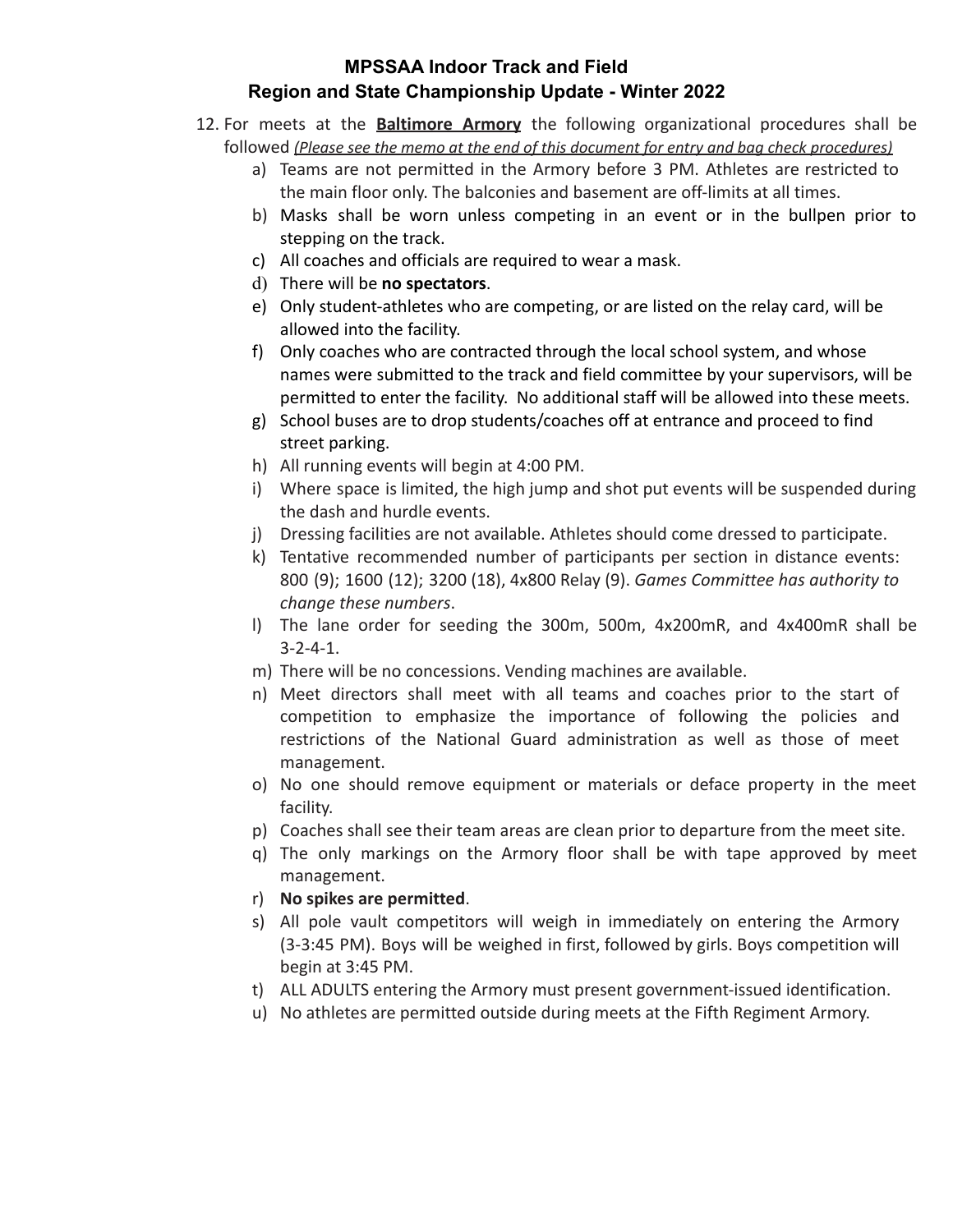# MPSSAA Indoor Track and Field
## Region and State Championship Update - Winter 2022

12. For meets at the **<u>Baltimore Armory</u>** the following organizational procedures shall be followed *<u>(Please see the memo at the end of this document for entry and bag check procedures)</u>*
    a) Teams are not permitted in the Armory before 3 PM. Athletes are restricted to the main floor only. The balconies and basement are off-limits at all times.
    b) Masks shall be worn unless competing in an event or in the bullpen prior to stepping on the track.
    c) All coaches and officials are required to wear a mask.
    d) There will be **no spectators**.
    e) Only student-athletes who are competing, or are listed on the relay card, will be allowed into the facility.
    f) Only coaches who are contracted through the local school system, and whose names were submitted to the track and field committee by your supervisors, will be permitted to enter the facility. No additional staff will be allowed into these meets.
    g) School buses are to drop students/coaches off at entrance and proceed to find street parking.
    h) All running events will begin at 4:00 PM.
    i) Where space is limited, the high jump and shot put events will be suspended during the dash and hurdle events.
    j) Dressing facilities are not available. Athletes should come dressed to participate.
    k) Tentative recommended number of participants per section in distance events: 800 (9); 1600 (12); 3200 (18), 4x800 Relay (9). *Games Committee has authority to change these numbers*.
    l) The lane order for seeding the 300m, 500m, 4x200mR, and 4x400mR shall be 3-2-4-1.
    m) There will be no concessions. Vending machines are available.
    n) Meet directors shall meet with all teams and coaches prior to the start of competition to emphasize the importance of following the policies and restrictions of the National Guard administration as well as those of meet management.
    o) No one should remove equipment or materials or deface property in the meet facility.
    p) Coaches shall see their team areas are clean prior to departure from the meet site.
    q) The only markings on the Armory floor shall be with tape approved by meet management.
    r) **No spikes are permitted**.
    s) All pole vault competitors will weigh in immediately on entering the Armory (3-3:45 PM). Boys will be weighed in first, followed by girls. Boys competition will begin at 3:45 PM.
    t) ALL ADULTS entering the Armory must present government-issued identification.
    u) No athletes are permitted outside during meets at the Fifth Regiment Armory.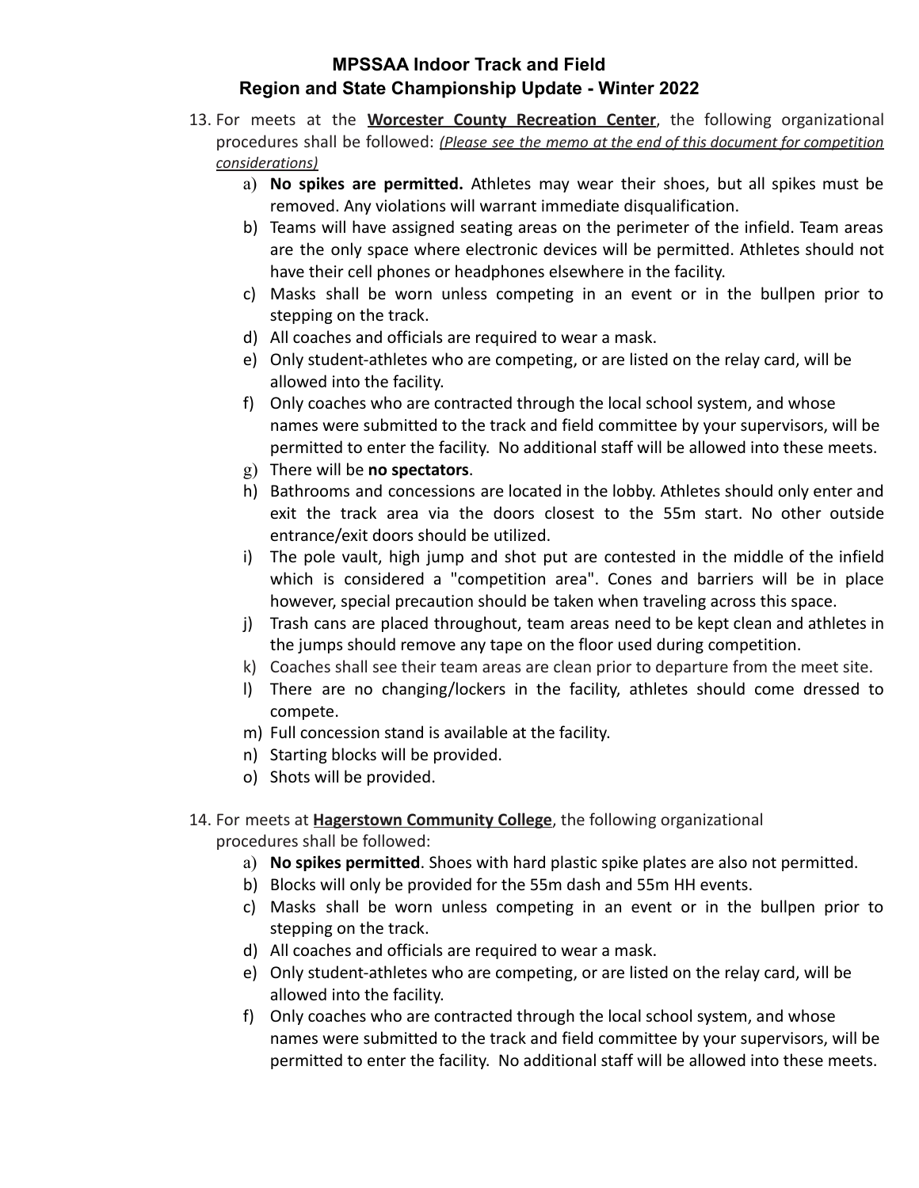# MPSSAA Indoor Track and Field
## Region and State Championship Update - Winter 2022

13. For meets at the **Worcester County Recreation Center**, the following organizational procedures shall be followed: *(Please see the memo at the end of this document for competition considerations)*
    a) **No spikes are permitted.** Athletes may wear their shoes, but all spikes must be removed. Any violations will warrant immediate disqualification.
    b) Teams will have assigned seating areas on the perimeter of the infield. Team areas are the only space where electronic devices will be permitted. Athletes should not have their cell phones or headphones elsewhere in the facility.
    c) Masks shall be worn unless competing in an event or in the bullpen prior to stepping on the track.
    d) All coaches and officials are required to wear a mask.
    e) Only student-athletes who are competing, or are listed on the relay card, will be allowed into the facility.
    f) Only coaches who are contracted through the local school system, and whose names were submitted to the track and field committee by your supervisors, will be permitted to enter the facility. No additional staff will be allowed into these meets.
    g) There will be **no spectators**.
    h) Bathrooms and concessions are located in the lobby. Athletes should only enter and exit the track area via the doors closest to the 55m start. No other outside entrance/exit doors should be utilized.
    i) The pole vault, high jump and shot put are contested in the middle of the infield which is considered a "competition area". Cones and barriers will be in place however, special precaution should be taken when traveling across this space.
    j) Trash cans are placed throughout, team areas need to be kept clean and athletes in the jumps should remove any tape on the floor used during competition.
    k) Coaches shall see their team areas are clean prior to departure from the meet site.
    l) There are no changing/lockers in the facility, athletes should come dressed to compete.
    m) Full concession stand is available at the facility.
    n) Starting blocks will be provided.
    o) Shots will be provided.

14. For meets at **Hagerstown Community College**, the following organizational procedures shall be followed:
    a) **No spikes permitted**. Shoes with hard plastic spike plates are also not permitted.
    b) Blocks will only be provided for the 55m dash and 55m HH events.
    c) Masks shall be worn unless competing in an event or in the bullpen prior to stepping on the track.
    d) All coaches and officials are required to wear a mask.
    e) Only student-athletes who are competing, or are listed on the relay card, will be allowed into the facility.
    f) Only coaches who are contracted through the local school system, and whose names were submitted to the track and field committee by your supervisors, will be permitted to enter the facility. No additional staff will be allowed into these meets.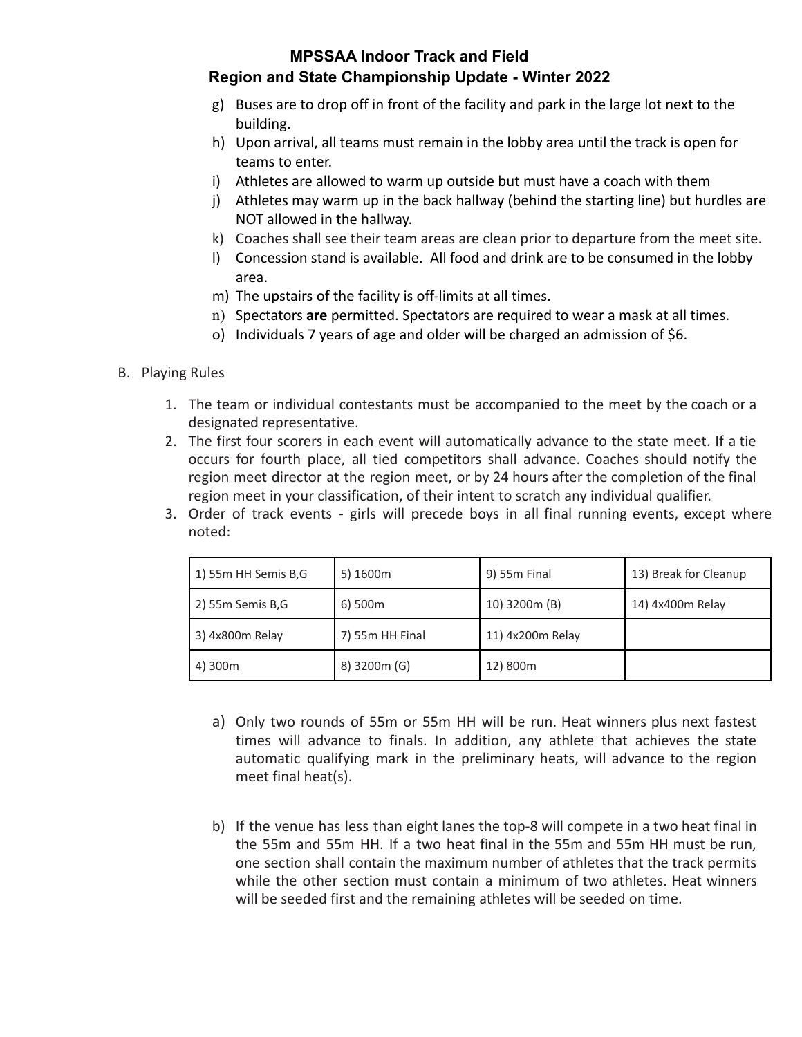g) Buses are to drop off in front of the facility and park in the large lot next to the building.
h) Upon arrival, all teams must remain in the lobby area until the track is open for teams to enter.
i) Athletes are allowed to warm up outside but must have a coach with them
j) Athletes may warm up in the back hallway (behind the starting line) but hurdles are NOT allowed in the hallway.
k) Coaches shall see their team areas are clean prior to departure from the meet site.
l) Concession stand is available. All food and drink are to be consumed in the lobby area.
m) The upstairs of the facility is off-limits at all times.
n) Spectators **are** permitted. Spectators are required to wear a mask at all times.
o) Individuals 7 years of age and older will be charged an admission of $6.

B. Playing Rules

1. The team or individual contestants must be accompanied to the meet by the coach or a designated representative.
2. The first four scorers in each event will automatically advance to the state meet. If a tie occurs for fourth place, all tied competitors shall advance. Coaches should notify the region meet director at the region meet, or by 24 hours after the completion of the final region meet in your classification, of their intent to scratch any individual qualifier.
3. Order of track events - girls will precede boys in all final running events, except where noted:

| 1) 55m HH Semis B,G | 5) 1600m | 9) 55m Final | 13) Break for Cleanup |
|---|---|---|---|
| 2) 55m Semis B,G | 6) 500m | 10) 3200m (B) | 14) 4x400m Relay |
| 3) 4x800m Relay | 7) 55m HH Final | 11) 4x200m Relay | |
| 4) 300m | 8) 3200m (G) | 12) 800m | |

a) Only two rounds of 55m or 55m HH will be run. Heat winners plus next fastest times will advance to finals. In addition, any athlete that achieves the state automatic qualifying mark in the preliminary heats, will advance to the region meet final heat(s).

b) If the venue has less than eight lanes the top-8 will compete in a two heat final in the 55m and 55m HH. If a two heat final in the 55m and 55m HH must be run, one section shall contain the maximum number of athletes that the track permits while the other section must contain a minimum of two athletes. Heat winners will be seeded first and the remaining athletes will be seeded on time.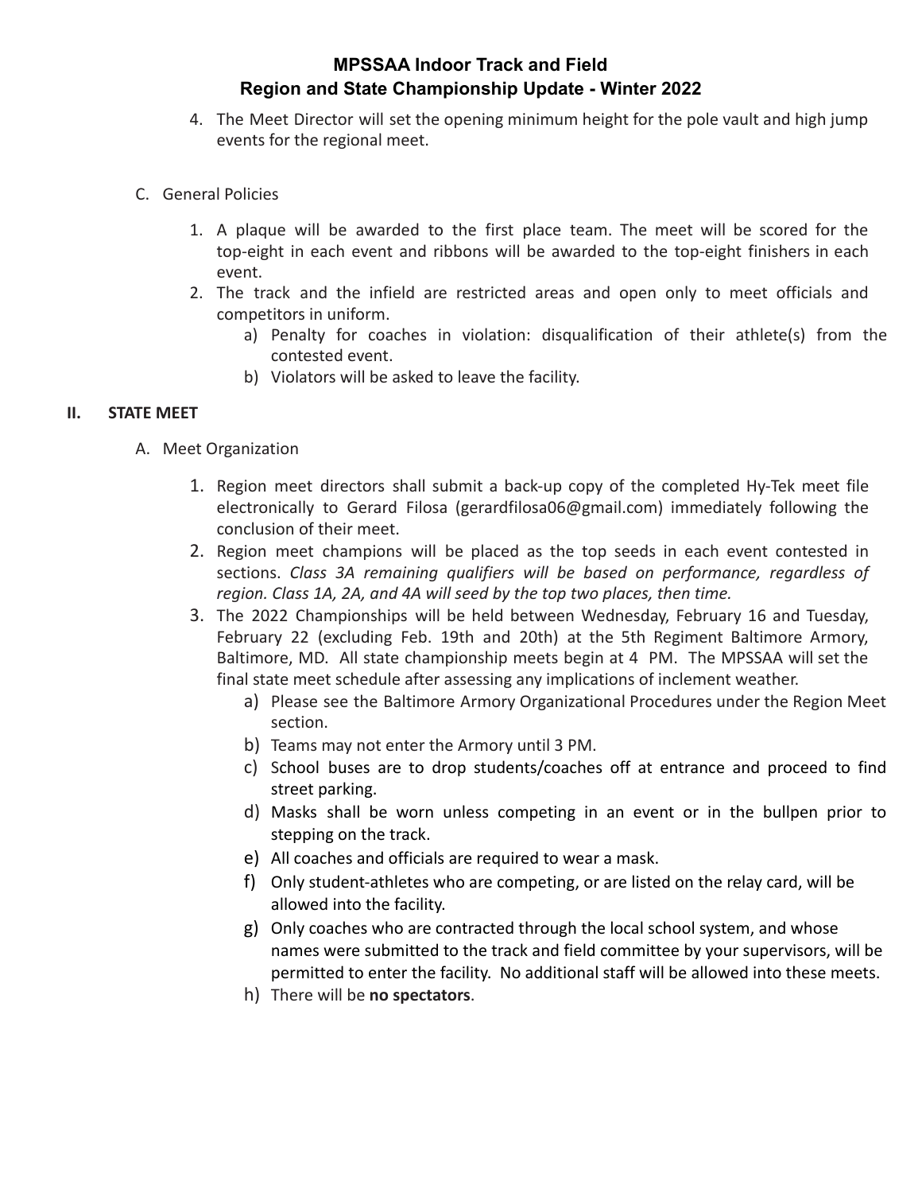4. The Meet Director will set the opening minimum height for the pole vault and high jump events for the regional meet.

C. General Policies

1. A plaque will be awarded to the first place team. The meet will be scored for the top-eight in each event and ribbons will be awarded to the top-eight finishers in each event.
2. The track and the infield are restricted areas and open only to meet officials and competitors in uniform.
   a) Penalty for coaches in violation: disqualification of their athlete(s) from the contested event.
   b) Violators will be asked to leave the facility.

## II. STATE MEET

A. Meet Organization

1. Region meet directors shall submit a back-up copy of the completed Hy-Tek meet file electronically to Gerard Filosa (gerardfilosa06@gmail.com) immediately following the conclusion of their meet.
2. Region meet champions will be placed as the top seeds in each event contested in sections. *Class 3A remaining qualifiers will be based on performance, regardless of region. Class 1A, 2A, and 4A will seed by the top two places, then time.*
3. The 2022 Championships will be held between Wednesday, February 16 and Tuesday, February 22 (excluding Feb. 19th and 20th) at the 5th Regiment Baltimore Armory, Baltimore, MD. All state championship meets begin at 4 PM. The MPSSAA will set the final state meet schedule after assessing any implications of inclement weather.
   a) Please see the Baltimore Armory Organizational Procedures under the Region Meet section.
   b) Teams may not enter the Armory until 3 PM.
   c) School buses are to drop students/coaches off at entrance and proceed to find street parking.
   d) Masks shall be worn unless competing in an event or in the bullpen prior to stepping on the track.
   e) All coaches and officials are required to wear a mask.
   f) Only student-athletes who are competing, or are listed on the relay card, will be allowed into the facility.
   g) Only coaches who are contracted through the local school system, and whose names were submitted to the track and field committee by your supervisors, will be permitted to enter the facility. No additional staff will be allowed into these meets.
   h) There will be **no spectators**.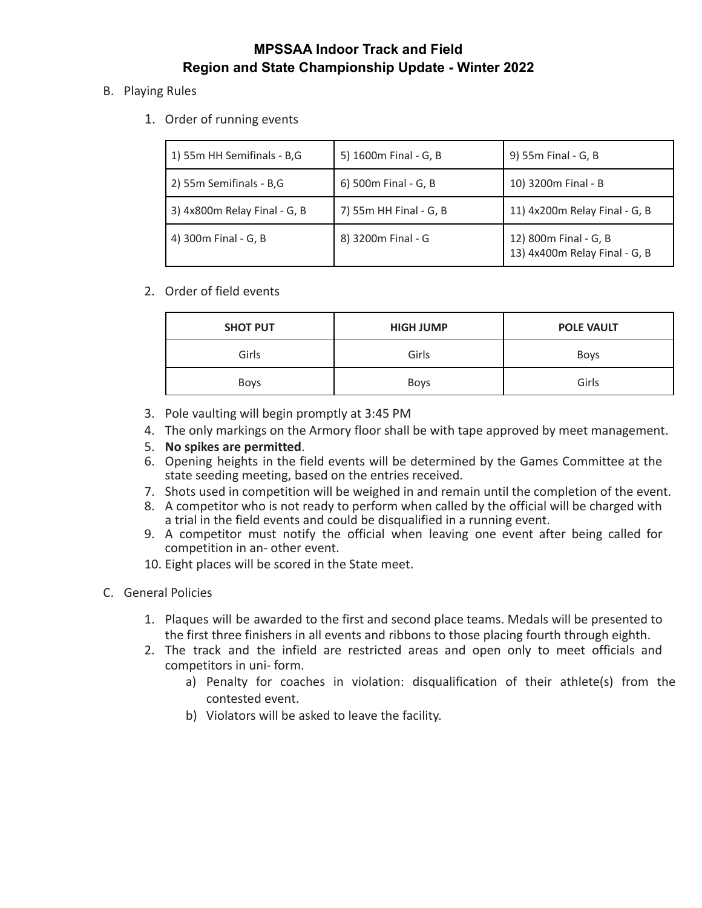# MPSSAA Indoor Track and Field
## Region and State Championship Update - Winter 2022

B. Playing Rules

1. Order of running events

| | | |
|---|---|---|
| 1) 55m HH Semifinals - B,G | 5) 1600m Final - G, B | 9) 55m Final - G, B |
| 2) 55m Semifinals - B,G | 6) 500m Final - G, B | 10) 3200m Final - B |
| 3) 4x800m Relay Final - G, B | 7) 55m HH Final - G, B | 11) 4x200m Relay Final - G, B |
| 4) 300m Final - G, B | 8) 3200m Final - G | 12) 800m Final - G, B<br>13) 4x400m Relay Final - G, B |

2. Order of field events

| SHOT PUT | HIGH JUMP | POLE VAULT |
|---|---|---|
| Girls | Girls | Boys |
| Boys | Boys | Girls |

3. Pole vaulting will begin promptly at 3:45 PM
4. The only markings on the Armory floor shall be with tape approved by meet management.
5. **No spikes are permitted**.
6. Opening heights in the field events will be determined by the Games Committee at the state seeding meeting, based on the entries received.
7. Shots used in competition will be weighed in and remain until the completion of the event.
8. A competitor who is not ready to perform when called by the official will be charged with a trial in the field events and could be disqualified in a running event.
9. A competitor must notify the official when leaving one event after being called for competition in an- other event.
10. Eight places will be scored in the State meet.

C. General Policies

1. Plaques will be awarded to the first and second place teams. Medals will be presented to the first three finishers in all events and ribbons to those placing fourth through eighth.
2. The track and the infield are restricted areas and open only to meet officials and competitors in uni- form.
    a) Penalty for coaches in violation: disqualification of their athlete(s) from the contested event.
    b) Violators will be asked to leave the facility.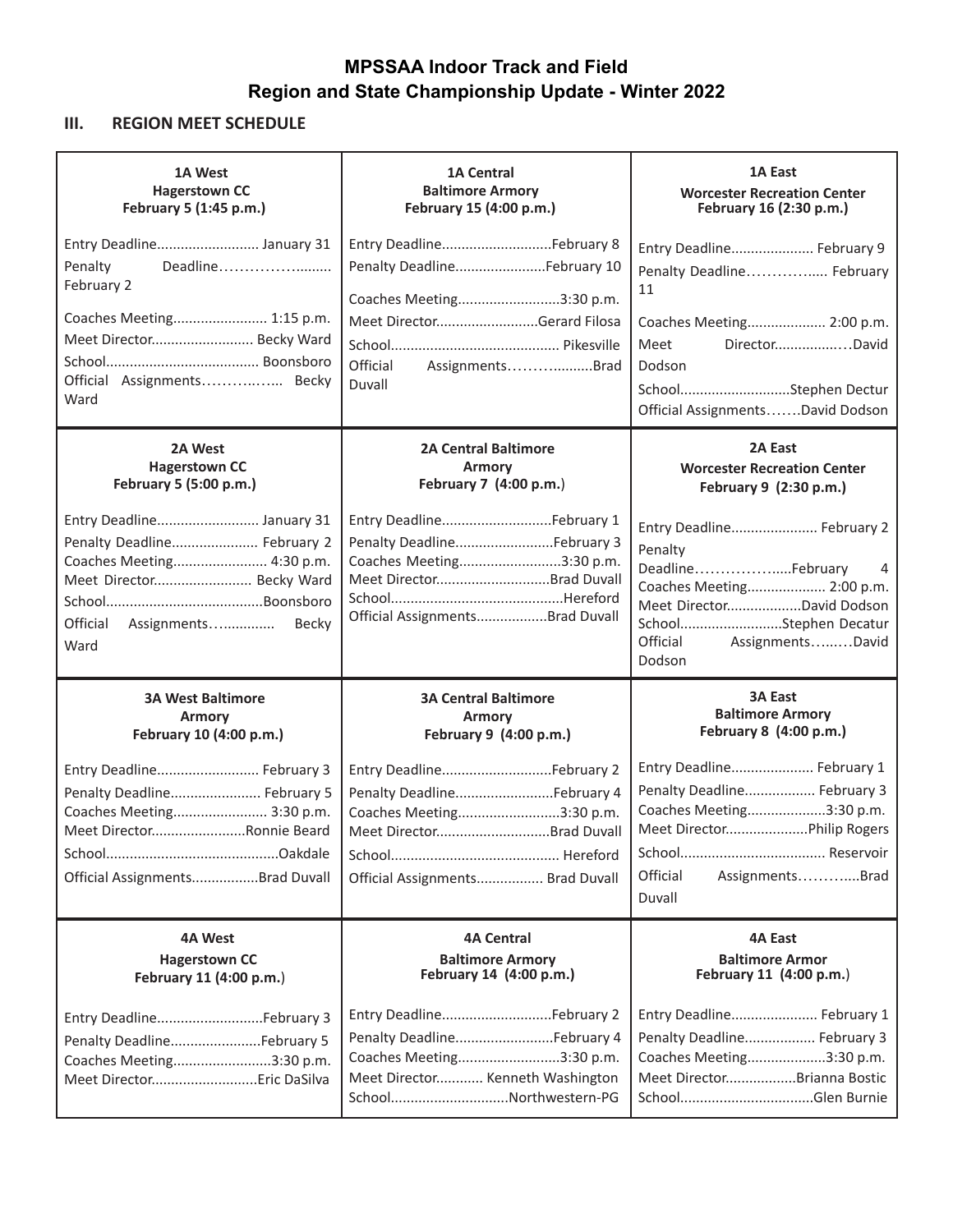# MPSSAA Indoor Track and Field
# Region and State Championship Update - Winter 2022

## III. REGION MEET SCHEDULE

| 1A West<br>Hagerstown CC<br>February 5 (1:45 p.m.) | 1A Central<br>Baltimore Armory<br>February 15 (4:00 p.m.) | 1A East<br>Worcester Recreation Center<br>February 16 (2:30 p.m.) |
|---|---|---|
| Entry Deadline.......................... January 31<br>Penalty Deadline……………......... February 2<br>Coaches Meeting........................ 1:15 p.m.<br>Meet Director.......................... Becky Ward<br>School....................................... Boonsboro<br>Official Assignments………..….. Becky Ward | Entry Deadline............................February 8<br>Penalty Deadline.......................February 10<br>Coaches Meeting..........................3:30 p.m.<br>Meet Director..........................Gerard Filosa<br>School.......................................... Pikesville<br>Official Assignments……….........Brad Duvall | Entry Deadline..................... February 9<br>Penalty Deadline………….... February 11<br>Coaches Meeting.................... 2:00 p.m.<br>Meet Director...............…David Dodson<br>School............................Stephen Dectur<br>Official Assignments…….David Dodson |
| **2A West**<br>**Hagerstown CC**<br>**February 5 (5:00 p.m.)** | **2A Central Baltimore**<br>**Armory**<br>**February 7 (4:00 p.m.)** | **2A East**<br>**Worcester Recreation Center**<br>**February 9 (2:30 p.m.)** |
| Entry Deadline.......................... January 31<br>Penalty Deadline...................... February 2<br>Coaches Meeting........................ 4:30 p.m.<br>Meet Director......................... Becky Ward<br>School........................................Boonsboro<br>Official Assignments…............ Becky Ward | Entry Deadline............................February 1<br>Penalty Deadline.........................February 3<br>Coaches Meeting..........................3:30 p.m.<br>Meet Director.............................Brad Duvall<br>School............................................Hereford<br>Official Assignments..................Brad Duvall | Entry Deadline...................... February 2<br>Penalty Deadline……………......February 4<br>Coaches Meeting.................... 2:00 p.m.<br>Meet Director...................David Dodson<br>School..........................Stephen Decatur<br>Official Assignments…...…David Dodson |
| **3A West Baltimore**<br>**Armory**<br>**February 10 (4:00 p.m.)** | **3A Central Baltimore**<br>**Armory**<br>**February 9 (4:00 p.m.)** | **3A East**<br>**Baltimore Armory**<br>**February 8 (4:00 p.m.)** |
| Entry Deadline.......................... February 3<br>Penalty Deadline....................... February 5<br>Coaches Meeting........................ 3:30 p.m.<br>Meet Director........................Ronnie Beard<br>School............................................Oakdale<br>Official Assignments.................Brad Duvall | Entry Deadline............................February 2<br>Penalty Deadline.........................February 4<br>Coaches Meeting..........................3:30 p.m.<br>Meet Director.............................Brad Duvall<br>School........................................... Hereford<br>Official Assignments................. Brad Duvall | Entry Deadline..................... February 1<br>Penalty Deadline.................. February 3<br>Coaches Meeting....................3:30 p.m.<br>Meet Director.....................Philip Rogers<br>School..................................... Reservoir<br>Official Assignments………....Brad Duvall |
| **4A West**<br>**Hagerstown CC**<br>**February 11 (4:00 p.m.)** | **4A Central**<br>**Baltimore Armory**<br>**February 14 (4:00 p.m.)** | **4A East**<br>**Baltimore Armor**<br>**February 11 (4:00 p.m.)** |
| Entry Deadline...........................February 3<br>Penalty Deadline.......................February 5<br>Coaches Meeting.........................3:30 p.m.<br>Meet Director...........................Eric DaSilva | Entry Deadline............................February 2<br>Penalty Deadline.........................February 4<br>Coaches Meeting..........................3:30 p.m.<br>Meet Director............ Kenneth Washington<br>School..............................Northwestern-PG | Entry Deadline...................... February 1<br>Penalty Deadline.................. February 3<br>Coaches Meeting....................3:30 p.m.<br>Meet Director..................Brianna Bostic<br>School..................................Glen Burnie |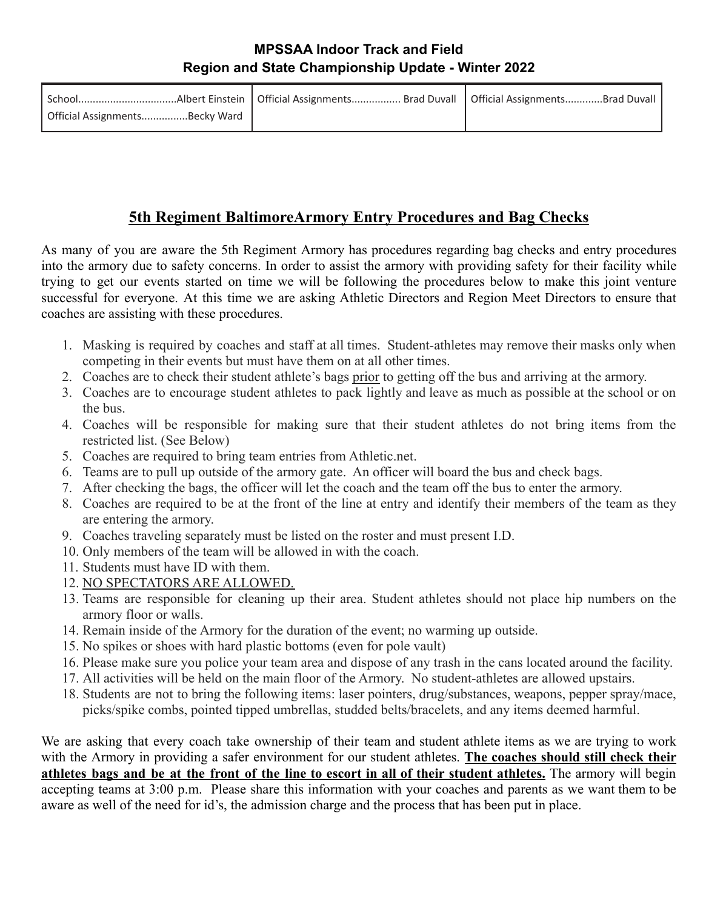**MPSSAA Indoor Track and Field**
**Region and State Championship Update - Winter 2022**

| School.................................Albert Einstein<br>Official Assignments...............Becky Ward | Official Assignments................ Brad Duvall | Official Assignments............Brad Duvall |
|---|---|---|

## <u>5th Regiment BaltimoreArmory Entry Procedures and Bag Checks</u>

As many of you are aware the 5th Regiment Armory has procedures regarding bag checks and entry procedures into the armory due to safety concerns. In order to assist the armory with providing safety for their facility while trying to get our events started on time we will be following the procedures below to make this joint venture successful for everyone. At this time we are asking Athletic Directors and Region Meet Directors to ensure that coaches are assisting with these procedures.

1. Masking is required by coaches and staff at all times. Student-athletes may remove their masks only when competing in their events but must have them on at all other times.
2. Coaches are to check their student athlete's bags <u>prior</u> to getting off the bus and arriving at the armory.
3. Coaches are to encourage student athletes to pack lightly and leave as much as possible at the school or on the bus.
4. Coaches will be responsible for making sure that their student athletes do not bring items from the restricted list. (See Below)
5. Coaches are required to bring team entries from Athletic.net.
6. Teams are to pull up outside of the armory gate. An officer will board the bus and check bags.
7. After checking the bags, the officer will let the coach and the team off the bus to enter the armory.
8. Coaches are required to be at the front of the line at entry and identify their members of the team as they are entering the armory.
9. Coaches traveling separately must be listed on the roster and must present I.D.
10. Only members of the team will be allowed in with the coach.
11. Students must have ID with them.
12. <u>NO SPECTATORS ARE ALLOWED.</u>
13. Teams are responsible for cleaning up their area. Student athletes should not place hip numbers on the armory floor or walls.
14. Remain inside of the Armory for the duration of the event; no warming up outside.
15. No spikes or shoes with hard plastic bottoms (even for pole vault)
16. Please make sure you police your team area and dispose of any trash in the cans located around the facility.
17. All activities will be held on the main floor of the Armory. No student-athletes are allowed upstairs.
18. Students are not to bring the following items: laser pointers, drug/substances, weapons, pepper spray/mace, picks/spike combs, pointed tipped umbrellas, studded belts/bracelets, and any items deemed harmful.

We are asking that every coach take ownership of their team and student athlete items as we are trying to work with the Armory in providing a safer environment for our student athletes. **<u>The coaches should still check their athletes bags and be at the front of the line to escort in all of their student athletes.</u>** The armory will begin accepting teams at 3:00 p.m. Please share this information with your coaches and parents as we want them to be aware as well of the need for id's, the admission charge and the process that has been put in place.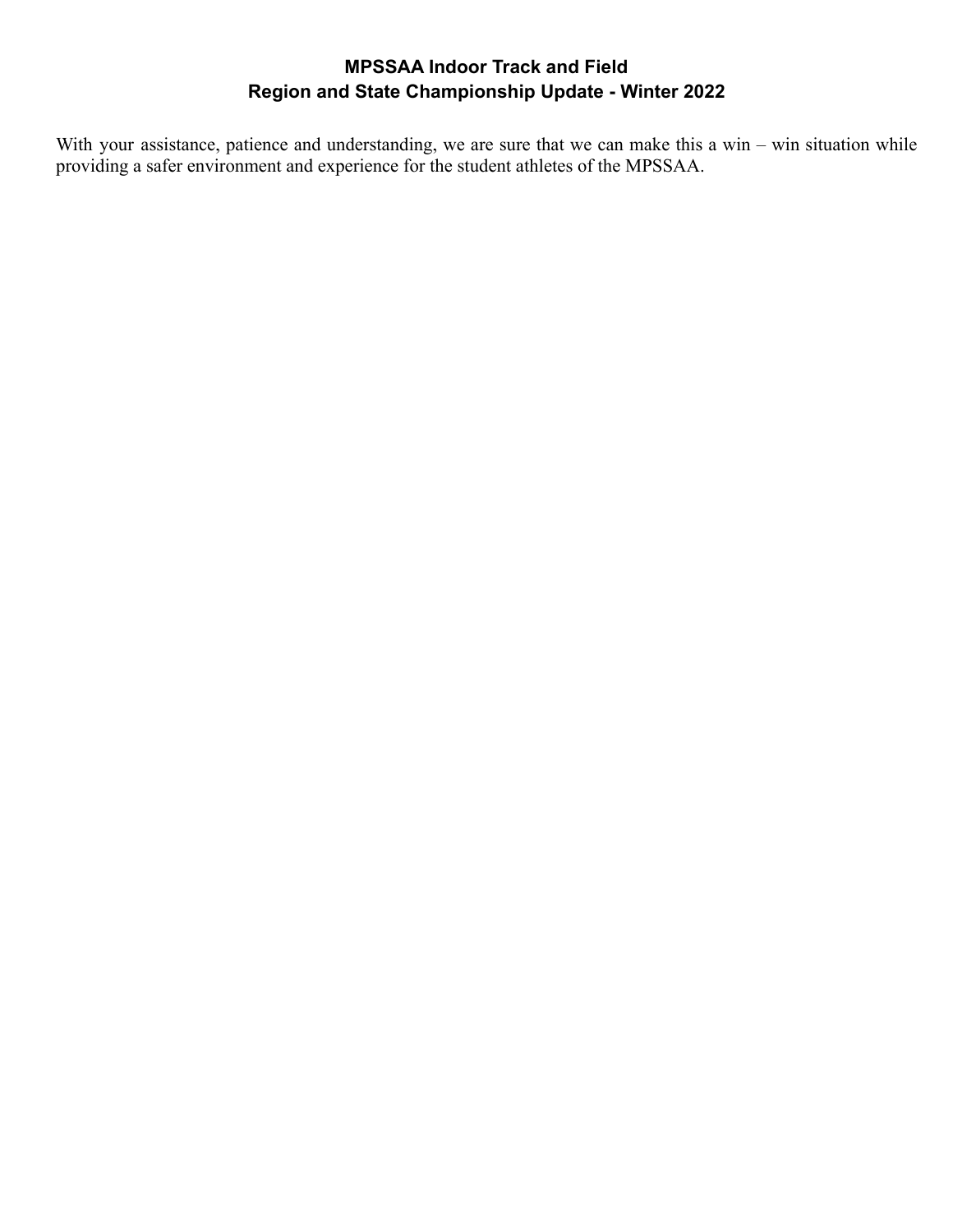**MPSSAA Indoor Track and Field**
**Region and State Championship Update - Winter 2022**

With your assistance, patience and understanding, we are sure that we can make this a win – win situation while providing a safer environment and experience for the student athletes of the MPSSAA.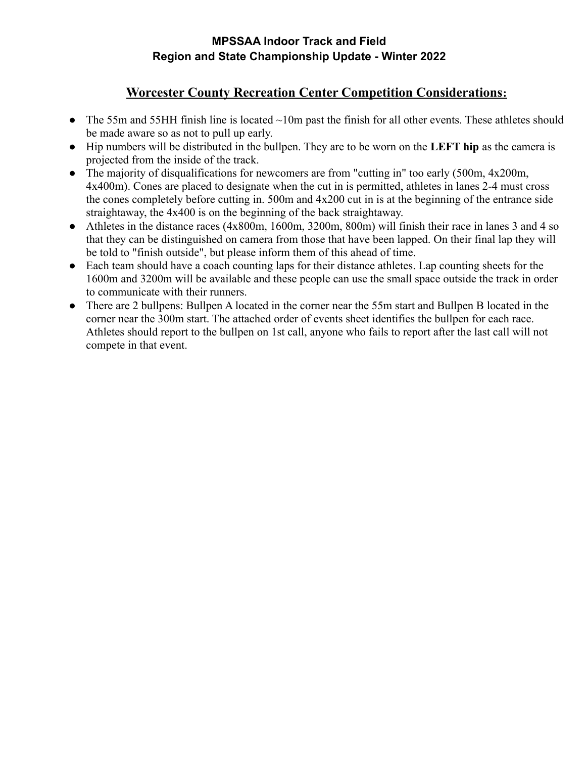**MPSSAA Indoor Track and Field**
**Region and State Championship Update - Winter 2022**

## Worcester County Recreation Center Competition Considerations:

- The 55m and 55HH finish line is located ~10m past the finish for all other events. These athletes should be made aware so as not to pull up early.
- Hip numbers will be distributed in the bullpen. They are to be worn on the **LEFT hip** as the camera is projected from the inside of the track.
- The majority of disqualifications for newcomers are from "cutting in" too early (500m, 4x200m, 4x400m). Cones are placed to designate when the cut in is permitted, athletes in lanes 2-4 must cross the cones completely before cutting in. 500m and 4x200 cut in is at the beginning of the entrance side straightaway, the 4x400 is on the beginning of the back straightaway.
- Athletes in the distance races (4x800m, 1600m, 3200m, 800m) will finish their race in lanes 3 and 4 so that they can be distinguished on camera from those that have been lapped. On their final lap they will be told to "finish outside", but please inform them of this ahead of time.
- Each team should have a coach counting laps for their distance athletes. Lap counting sheets for the 1600m and 3200m will be available and these people can use the small space outside the track in order to communicate with their runners.
- There are 2 bullpens: Bullpen A located in the corner near the 55m start and Bullpen B located in the corner near the 300m start. The attached order of events sheet identifies the bullpen for each race. Athletes should report to the bullpen on 1st call, anyone who fails to report after the last call will not compete in that event.